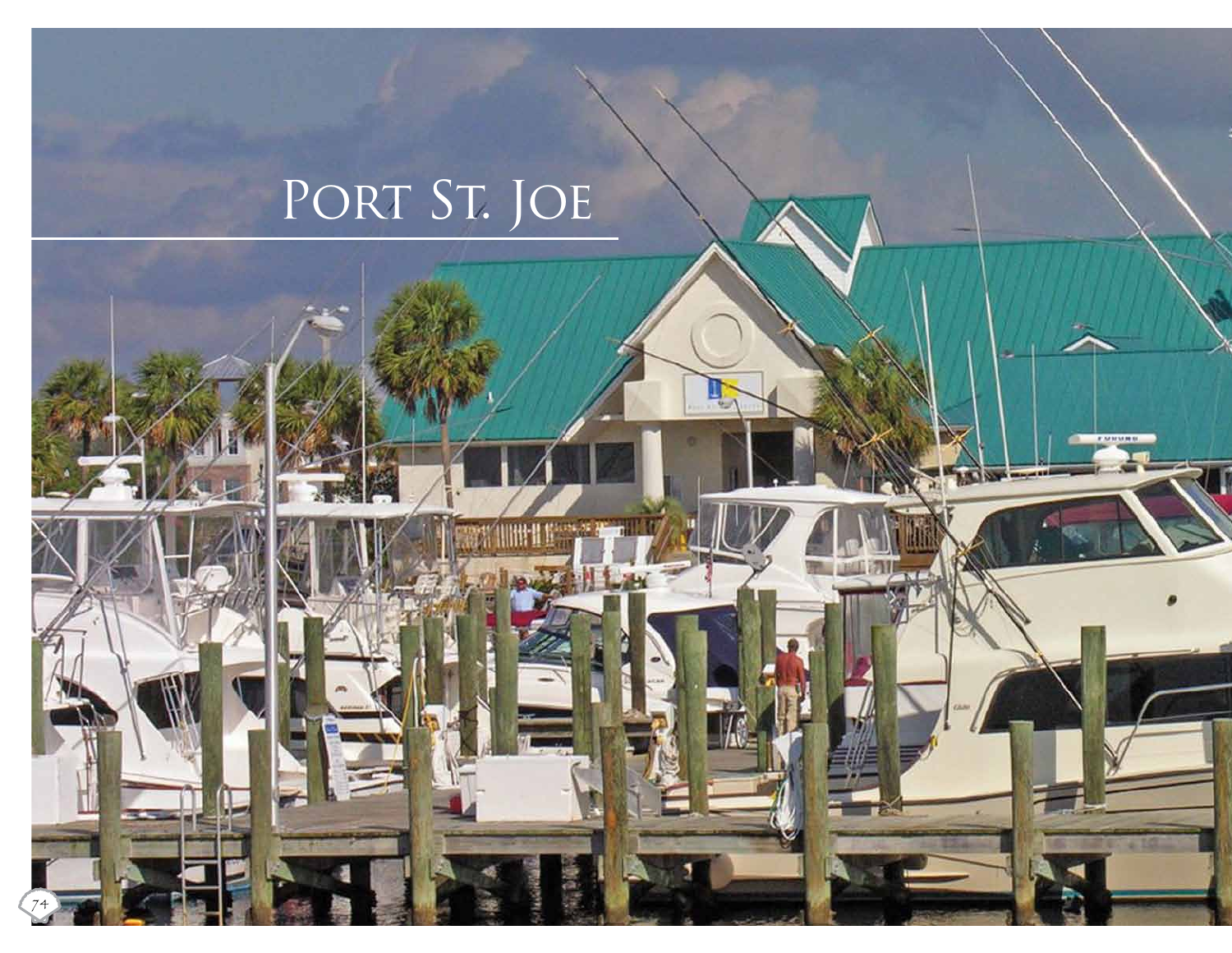# Port St. Joe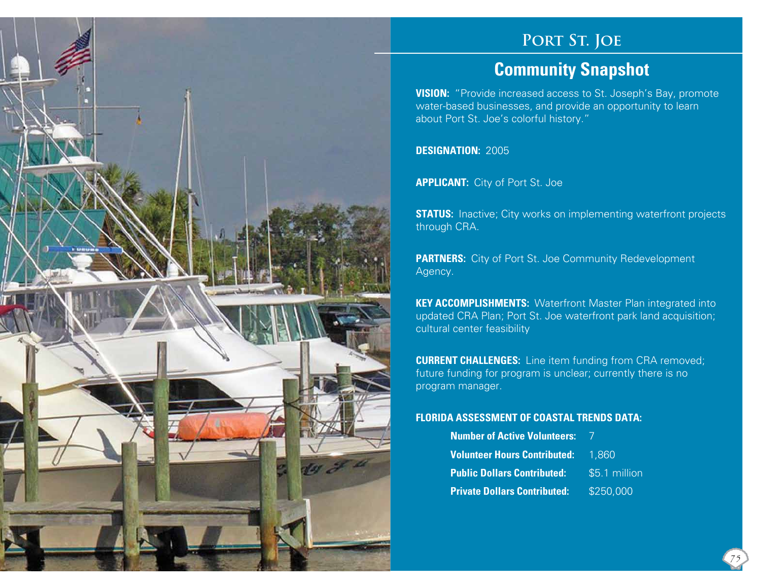# Port St. Joe

## Community Snapshot

**VISION:** "Provide increased access to St. Joseph's Bay, promote water-based businesses, and provide an opportunity to learn about Port St. Joe's colorful history."

**DESIGNATION:** 2005

**APPLICANT:** City of Port St. Joe

**STATUS:** Inactive; City works on implementing waterfront projects through CRA.

**PARTNERS:** City of Port St. Joe Community Redevelopment Agency.

**KEY ACCOMPLISHMENTS:** Waterfront Master Plan integrated into updated CRA Plan; Port St. Joe waterfront park land acquisition; cultural center feasibility

**CURRENT CHALLENGES:** Line item funding from CRA removed; future funding for program is unclear; currently there is no program manager.

**FLORIDA ASSESSMENT OF COASTAL TRENDS DATA:**

**Number of Active Volunteers:** 7

**Volunteer Hours Contributed:** 1,860

**Public Dollars Contributed:** $5.1 million

**Private Dollars Contributed:** $250,000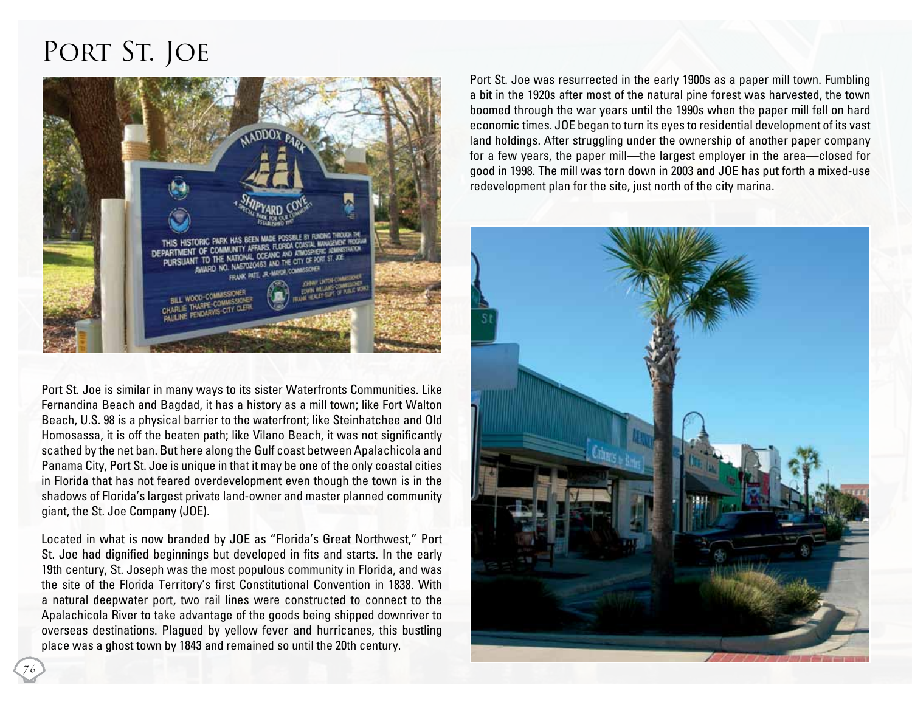# Port St. Joe

Port St. Joe is similar in many ways to its sister Waterfronts Communities. Like Fernandina Beach and Bagdad, it has a history as a mill town; like Fort Walton Beach, U.S. 98 is a physical barrier to the waterfront; like Steinhatchee and Old Homosassa, it is off the beaten path; like Vilano Beach, it was not significantly scathed by the net ban. But here along the Gulf coast between Apalachicola and Panama City, Port St. Joe is unique in that it may be one of the only coastal cities in Florida that has not feared overdevelopment even though the town is in the shadows of Florida's largest private land-owner and master planned community giant, the St. Joe Company (JOE).

Located in what is now branded by JOE as "Florida's Great Northwest," Port St. Joe had dignified beginnings but developed in fits and starts. In the early 19th century, St. Joseph was the most populous community in Florida, and was the site of the Florida Territory's first Constitutional Convention in 1838. With a natural deepwater port, two rail lines were constructed to connect to the Apalachicola River to take advantage of the goods being shipped downriver to overseas destinations. Plagued by yellow fever and hurricanes, this bustling place was a ghost town by 1843 and remained so until the 20th century.

Port St. Joe was resurrected in the early 1900s as a paper mill town. Fumbling a bit in the 1920s after most of the natural pine forest was harvested, the town boomed through the war years until the 1990s when the paper mill fell on hard economic times. JOE began to turn its eyes to residential development of its vast land holdings. After struggling under the ownership of another paper company for a few years, the paper mill—the largest employer in the area—closed for good in 1998. The mill was torn down in 2003 and JOE has put forth a mixed-use redevelopment plan for the site, just north of the city marina.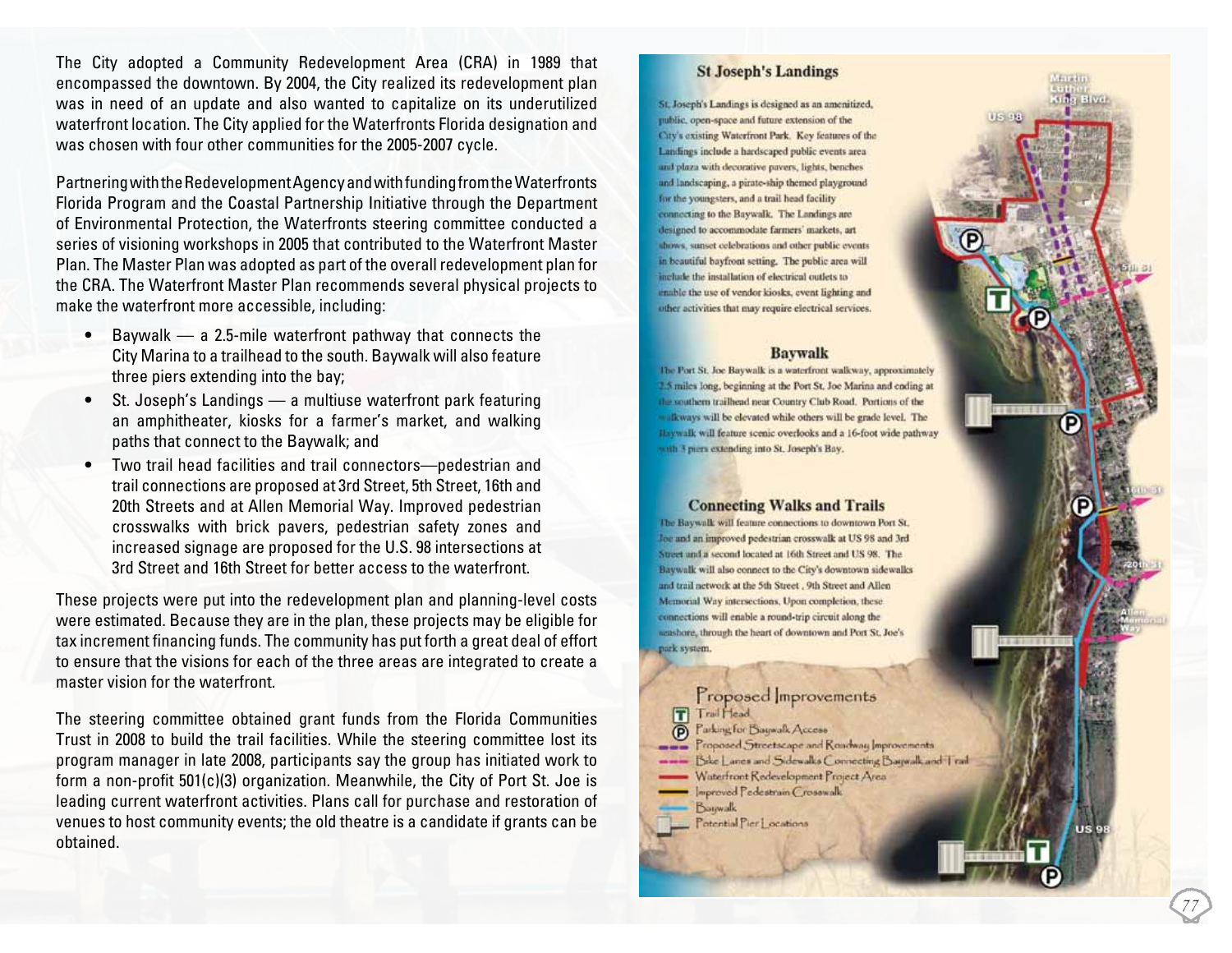The City adopted a Community Redevelopment Area (CRA) in 1989 that encompassed the downtown. By 2004, the City realized its redevelopment plan was in need of an update and also wanted to capitalize on its underutilized waterfront location. The City applied for the Waterfronts Florida designation and was chosen with four other communities for the 2005-2007 cycle.

Partnering with the Redevelopment Agency and with funding from the Waterfronts Florida Program and the Coastal Partnership Initiative through the Department of Environmental Protection, the Waterfronts steering committee conducted a series of visioning workshops in 2005 that contributed to the Waterfront Master Plan. The Master Plan was adopted as part of the overall redevelopment plan for the CRA. The Waterfront Master Plan recommends several physical projects to make the waterfront more accessible, including:

- Baywalk — a 2.5-mile waterfront pathway that connects the City Marina to a trailhead to the south. Baywalk will also feature three piers extending into the bay;
- St. Joseph's Landings — a multiuse waterfront park featuring an amphitheater, kiosks for a farmer's market, and walking paths that connect to the Baywalk; and
- Two trail head facilities and trail connectors—pedestrian and trail connections are proposed at 3rd Street, 5th Street, 16th and 20th Streets and at Allen Memorial Way. Improved pedestrian crosswalks with brick pavers, pedestrian safety zones and increased signage are proposed for the U.S. 98 intersections at 3rd Street and 16th Street for better access to the waterfront.

These projects were put into the redevelopment plan and planning-level costs were estimated. Because they are in the plan, these projects may be eligible for tax increment financing funds. The community has put forth a great deal of effort to ensure that the visions for each of the three areas are integrated to create a master vision for the waterfront.

The steering committee obtained grant funds from the Florida Communities Trust in 2008 to build the trail facilities. While the steering committee lost its program manager in late 2008, participants say the group has initiated work to form a non-profit 501(c)(3) organization. Meanwhile, the City of Port St. Joe is leading current waterfront activities. Plans call for purchase and restoration of venues to host community events; the old theatre is a candidate if grants can be obtained.

### St Joseph's Landings

St. Joseph's Landings is designed as an amenitized, public, open-space and future extension of the City's existing Waterfront Park. Key features of the Landings include a hardscaped public events area and plaza with decorative pavers, lights, benches and landscaping, a pirate-ship themed playground for the youngsters, and a trail head facility connecting to the Baywalk. The Landings are designed to accommodate farmers' markets, art shows, sunset celebrations and other public events in beautiful bayfront setting. The public area will include the installation of electrical outlets to enable the use of vendor kiosks, event lighting and other activities that may require electrical services.

### Baywalk

The Port St. Joe Baywalk is a waterfront walkway, approximately 2.5 miles long, beginning at the Port St. Joe Marina and ending at the southern trailhead near Country Club Road. Portions of the walkways will be elevated while others will be grade level. The Baywalk will feature scenic overlooks and a 16-foot wide pathway with 3 piers extending into St. Joseph's Bay.

### Connecting Walks and Trails

The Baywalk will feature connections to downtown Port St. Joe and an improved pedestrian crosswalk at US 98 and 3rd Street and a second located at 16th Street and US 98. The Baywalk will also connect to the City's downtown sidewalks and trail network at the 5th Street, 9th Street and Allen Memorial Way intersections. Upon completion, these connections will enable a round-trip circuit along the seashore, through the heart of downtown and Port St. Joe's park system.

Martin Luther King Blvd.
US 98
5th St
16th St
20th St
Allen Memorial Way
US 98

Proposed Improvements
T Trail Head
P Parking for Baywalk Access
Proposed Streetscape and Roadway Improvements
Bike Lanes and Sidewalks Connecting Baywalk and Trail
Waterfront Redevelopment Project Area
Improved Pedestrian Crosswalk
Baywalk
Potential Pier Locations